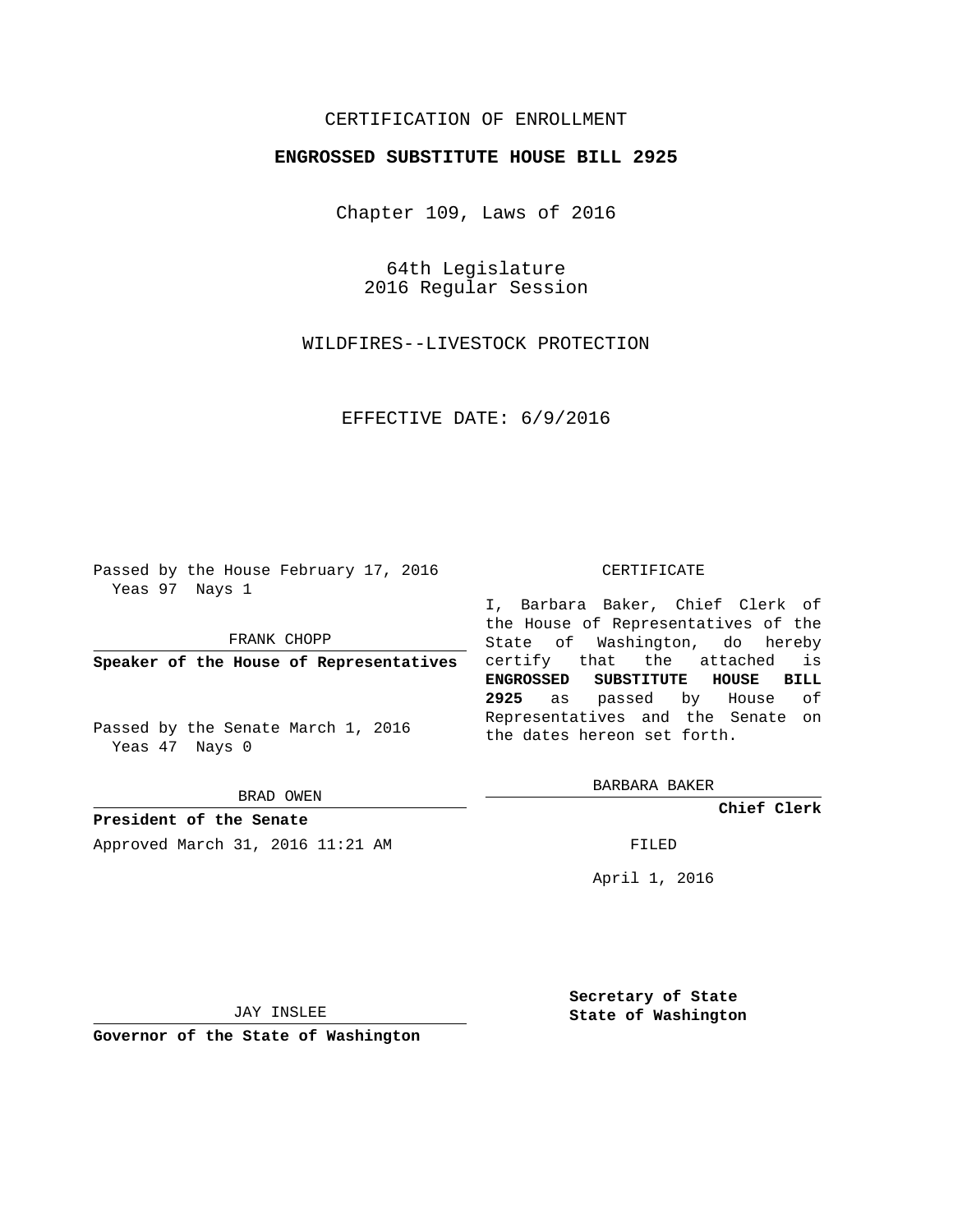CERTIFICATION OF ENROLLMENT

# ENGROSSED SUBSTITUTE HOUSE BILL 2925

Chapter 109, Laws of 2016

64th Legislature
2016 Regular Session

WILDFIRES--LIVESTOCK PROTECTION

EFFECTIVE DATE: 6/9/2016

Passed by the House February 17, 2016
Yeas 97 Nays 1

FRANK CHOPP

**Speaker of the House of Representatives**

Passed by the Senate March 1, 2016
Yeas 47 Nays 0

BRAD OWEN

**President of the Senate**

Approved March 31, 2016 11:21 AM

JAY INSLEE

**Governor of the State of Washington**

CERTIFICATE

I, Barbara Baker, Chief Clerk of the House of Representatives of the State of Washington, do hereby certify that the attached is **ENGROSSED SUBSTITUTE HOUSE BILL 2925** as passed by House of Representatives and the Senate on the dates hereon set forth.

BARBARA BAKER

**Chief Clerk**

FILED

April 1, 2016

**Secretary of State**
**State of Washington**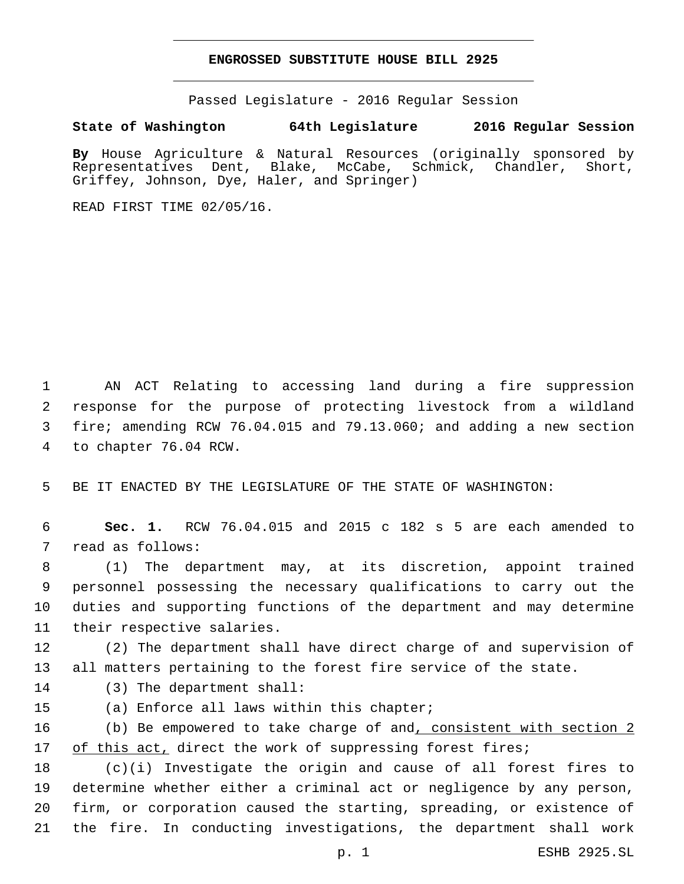# ENGROSSED SUBSTITUTE HOUSE BILL 2925

Passed Legislature - 2016 Regular Session

**State of Washington 64th Legislature 2016 Regular Session**

**By** House Agriculture & Natural Resources (originally sponsored by Representatives Dent, Blake, McCabe, Schmick, Chandler, Short, Griffey, Johnson, Dye, Haler, and Springer)

READ FIRST TIME 02/05/16.

AN ACT Relating to accessing land during a fire suppression response for the purpose of protecting livestock from a wildland fire; amending RCW 76.04.015 and 79.13.060; and adding a new section to chapter 76.04 RCW.

BE IT ENACTED BY THE LEGISLATURE OF THE STATE OF WASHINGTON:

**Sec. 1.** RCW 76.04.015 and 2015 c 182 s 5 are each amended to read as follows:

(1) The department may, at its discretion, appoint trained personnel possessing the necessary qualifications to carry out the duties and supporting functions of the department and may determine their respective salaries.

(2) The department shall have direct charge of and supervision of all matters pertaining to the forest fire service of the state.

(3) The department shall:

(a) Enforce all laws within this chapter;

(b) Be empowered to take charge of and, consistent with section 2 of this act, direct the work of suppressing forest fires;

(c)(i) Investigate the origin and cause of all forest fires to determine whether either a criminal act or negligence by any person, firm, or corporation caused the starting, spreading, or existence of the fire. In conducting investigations, the department shall work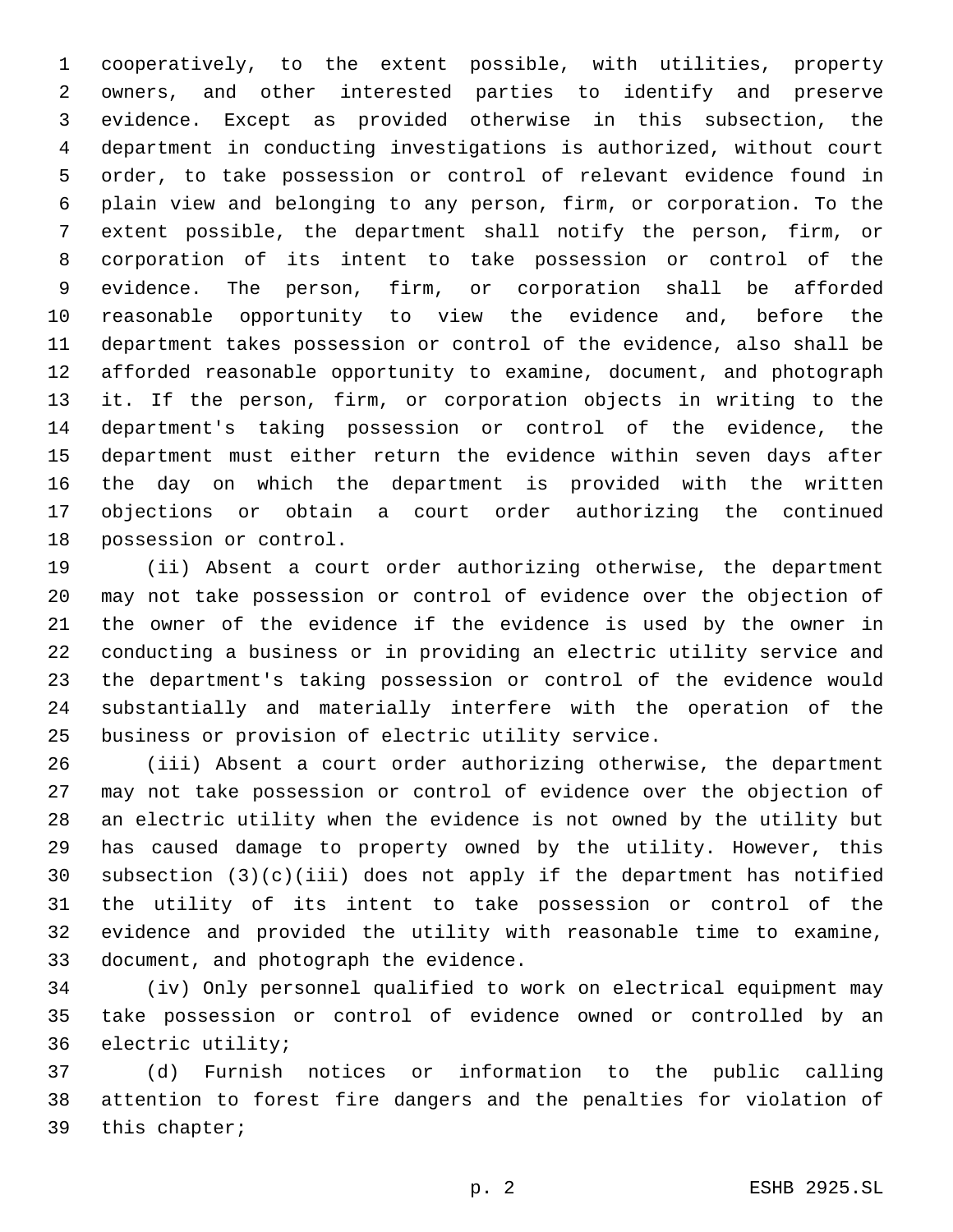cooperatively, to the extent possible, with utilities, property owners, and other interested parties to identify and preserve evidence. Except as provided otherwise in this subsection, the department in conducting investigations is authorized, without court order, to take possession or control of relevant evidence found in plain view and belonging to any person, firm, or corporation. To the extent possible, the department shall notify the person, firm, or corporation of its intent to take possession or control of the evidence. The person, firm, or corporation shall be afforded reasonable opportunity to view the evidence and, before the department takes possession or control of the evidence, also shall be afforded reasonable opportunity to examine, document, and photograph it. If the person, firm, or corporation objects in writing to the department's taking possession or control of the evidence, the department must either return the evidence within seven days after the day on which the department is provided with the written objections or obtain a court order authorizing the continued possession or control.

(ii) Absent a court order authorizing otherwise, the department may not take possession or control of evidence over the objection of the owner of the evidence if the evidence is used by the owner in conducting a business or in providing an electric utility service and the department's taking possession or control of the evidence would substantially and materially interfere with the operation of the business or provision of electric utility service.

(iii) Absent a court order authorizing otherwise, the department may not take possession or control of evidence over the objection of an electric utility when the evidence is not owned by the utility but has caused damage to property owned by the utility. However, this subsection (3)(c)(iii) does not apply if the department has notified the utility of its intent to take possession or control of the evidence and provided the utility with reasonable time to examine, document, and photograph the evidence.

(iv) Only personnel qualified to work on electrical equipment may take possession or control of evidence owned or controlled by an electric utility;

(d) Furnish notices or information to the public calling attention to forest fire dangers and the penalties for violation of this chapter;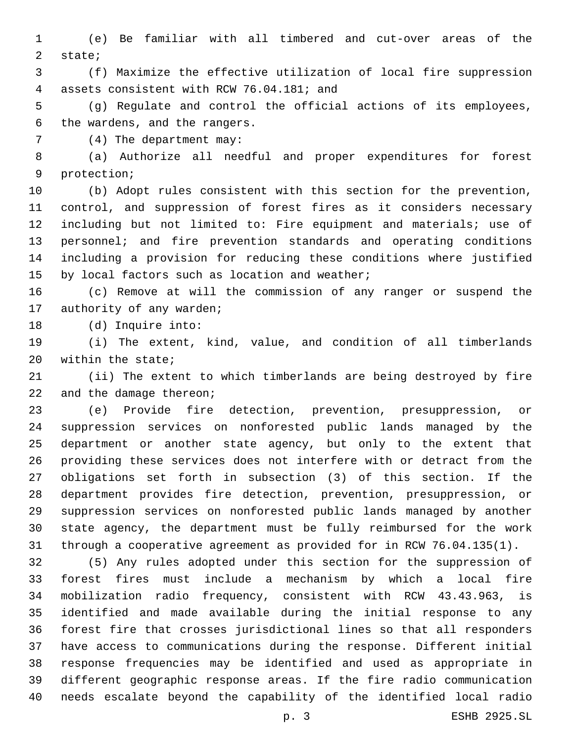(e) Be familiar with all timbered and cut-over areas of the state;

(f) Maximize the effective utilization of local fire suppression assets consistent with RCW 76.04.181; and

(g) Regulate and control the official actions of its employees, the wardens, and the rangers.

(4) The department may:

(a) Authorize all needful and proper expenditures for forest protection;

(b) Adopt rules consistent with this section for the prevention, control, and suppression of forest fires as it considers necessary including but not limited to: Fire equipment and materials; use of personnel; and fire prevention standards and operating conditions including a provision for reducing these conditions where justified by local factors such as location and weather;

(c) Remove at will the commission of any ranger or suspend the authority of any warden;

(d) Inquire into:

(i) The extent, kind, value, and condition of all timberlands within the state;

(ii) The extent to which timberlands are being destroyed by fire and the damage thereon;

(e) Provide fire detection, prevention, presuppression, or suppression services on nonforested public lands managed by the department or another state agency, but only to the extent that providing these services does not interfere with or detract from the obligations set forth in subsection (3) of this section. If the department provides fire detection, prevention, presuppression, or suppression services on nonforested public lands managed by another state agency, the department must be fully reimbursed for the work through a cooperative agreement as provided for in RCW 76.04.135(1).

(5) Any rules adopted under this section for the suppression of forest fires must include a mechanism by which a local fire mobilization radio frequency, consistent with RCW 43.43.963, is identified and made available during the initial response to any forest fire that crosses jurisdictional lines so that all responders have access to communications during the response. Different initial response frequencies may be identified and used as appropriate in different geographic response areas. If the fire radio communication needs escalate beyond the capability of the identified local radio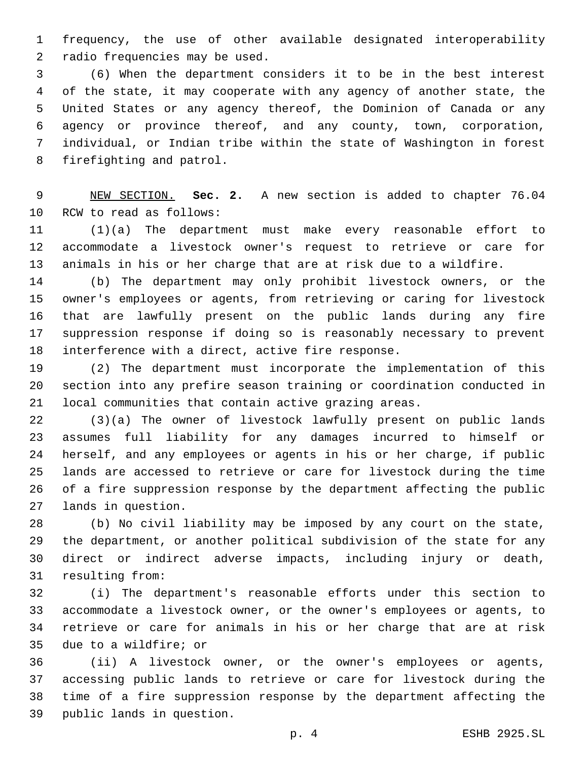frequency, the use of other available designated interoperability radio frequencies may be used.

(6) When the department considers it to be in the best interest of the state, it may cooperate with any agency of another state, the United States or any agency thereof, the Dominion of Canada or any agency or province thereof, and any county, town, corporation, individual, or Indian tribe within the state of Washington in forest firefighting and patrol.

NEW SECTION. **Sec. 2.** A new section is added to chapter 76.04 RCW to read as follows:

(1)(a) The department must make every reasonable effort to accommodate a livestock owner's request to retrieve or care for animals in his or her charge that are at risk due to a wildfire.

(b) The department may only prohibit livestock owners, or the owner's employees or agents, from retrieving or caring for livestock that are lawfully present on the public lands during any fire suppression response if doing so is reasonably necessary to prevent interference with a direct, active fire response.

(2) The department must incorporate the implementation of this section into any prefire season training or coordination conducted in local communities that contain active grazing areas.

(3)(a) The owner of livestock lawfully present on public lands assumes full liability for any damages incurred to himself or herself, and any employees or agents in his or her charge, if public lands are accessed to retrieve or care for livestock during the time of a fire suppression response by the department affecting the public lands in question.

(b) No civil liability may be imposed by any court on the state, the department, or another political subdivision of the state for any direct or indirect adverse impacts, including injury or death, resulting from:

(i) The department's reasonable efforts under this section to accommodate a livestock owner, or the owner's employees or agents, to retrieve or care for animals in his or her charge that are at risk due to a wildfire; or

(ii) A livestock owner, or the owner's employees or agents, accessing public lands to retrieve or care for livestock during the time of a fire suppression response by the department affecting the public lands in question.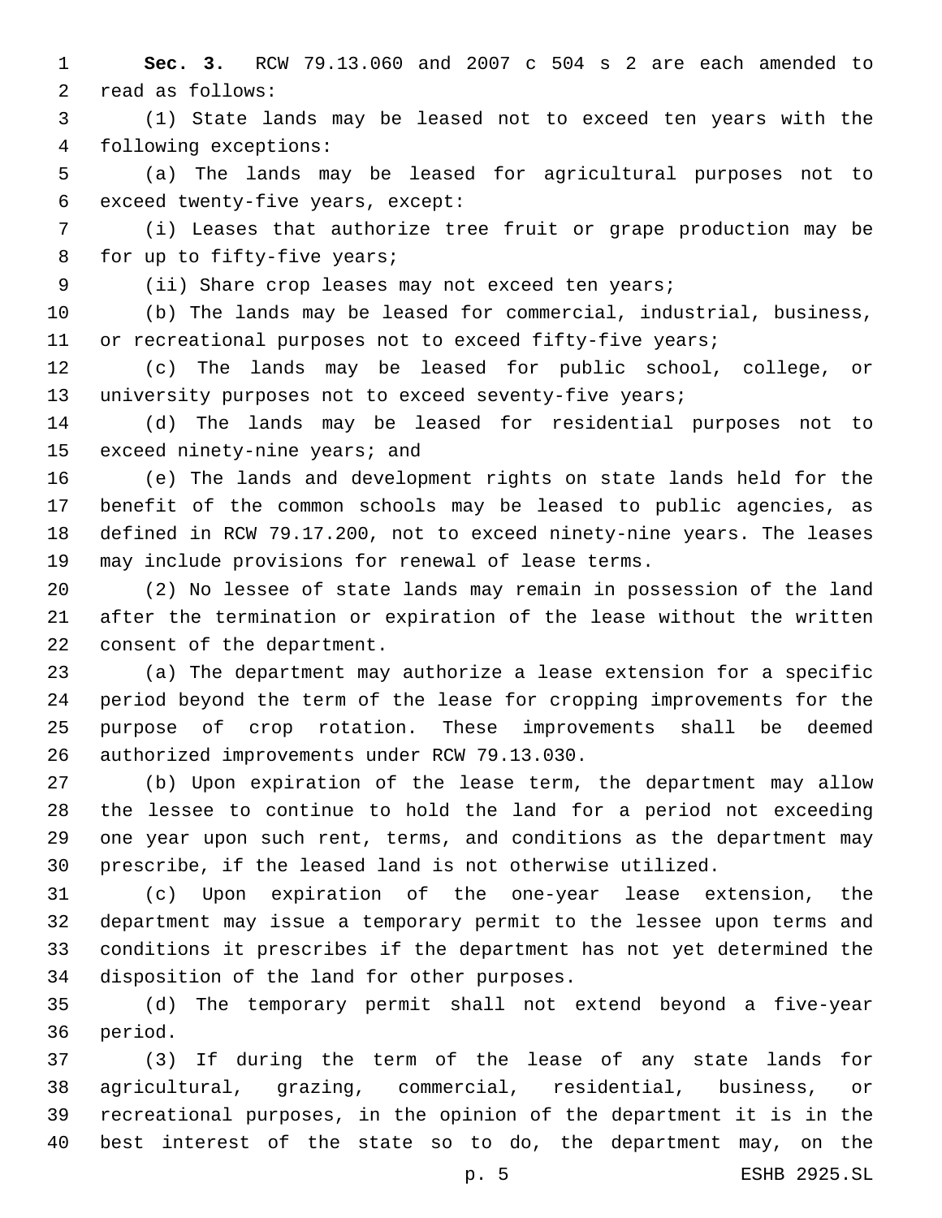**Sec. 3.** RCW 79.13.060 and 2007 c 504 s 2 are each amended to read as follows:

(1) State lands may be leased not to exceed ten years with the following exceptions:

(a) The lands may be leased for agricultural purposes not to exceed twenty-five years, except:

(i) Leases that authorize tree fruit or grape production may be for up to fifty-five years;

(ii) Share crop leases may not exceed ten years;

(b) The lands may be leased for commercial, industrial, business, or recreational purposes not to exceed fifty-five years;

(c) The lands may be leased for public school, college, or university purposes not to exceed seventy-five years;

(d) The lands may be leased for residential purposes not to exceed ninety-nine years; and

(e) The lands and development rights on state lands held for the benefit of the common schools may be leased to public agencies, as defined in RCW 79.17.200, not to exceed ninety-nine years. The leases may include provisions for renewal of lease terms.

(2) No lessee of state lands may remain in possession of the land after the termination or expiration of the lease without the written consent of the department.

(a) The department may authorize a lease extension for a specific period beyond the term of the lease for cropping improvements for the purpose of crop rotation. These improvements shall be deemed authorized improvements under RCW 79.13.030.

(b) Upon expiration of the lease term, the department may allow the lessee to continue to hold the land for a period not exceeding one year upon such rent, terms, and conditions as the department may prescribe, if the leased land is not otherwise utilized.

(c) Upon expiration of the one-year lease extension, the department may issue a temporary permit to the lessee upon terms and conditions it prescribes if the department has not yet determined the disposition of the land for other purposes.

(d) The temporary permit shall not extend beyond a five-year period.

(3) If during the term of the lease of any state lands for agricultural, grazing, commercial, residential, business, or recreational purposes, in the opinion of the department it is in the best interest of the state so to do, the department may, on the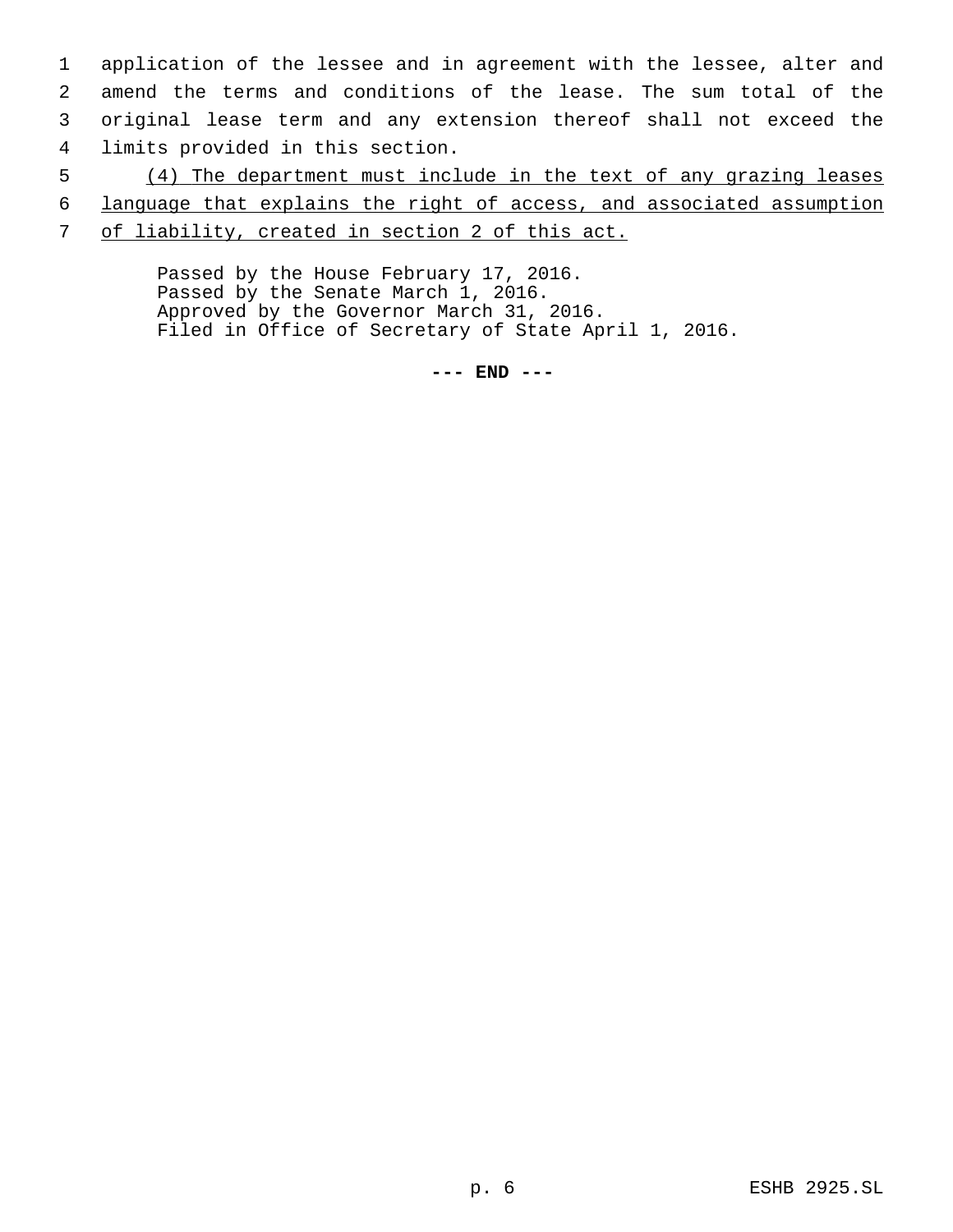application of the lessee and in agreement with the lessee, alter and amend the terms and conditions of the lease. The sum total of the original lease term and any extension thereof shall not exceed the limits provided in this section.

(4) The department must include in the text of any grazing leases language that explains the right of access, and associated assumption of liability, created in section 2 of this act.

Passed by the House February 17, 2016.
Passed by the Senate March 1, 2016.
Approved by the Governor March 31, 2016.
Filed in Office of Secretary of State April 1, 2016.

**--- END ---**